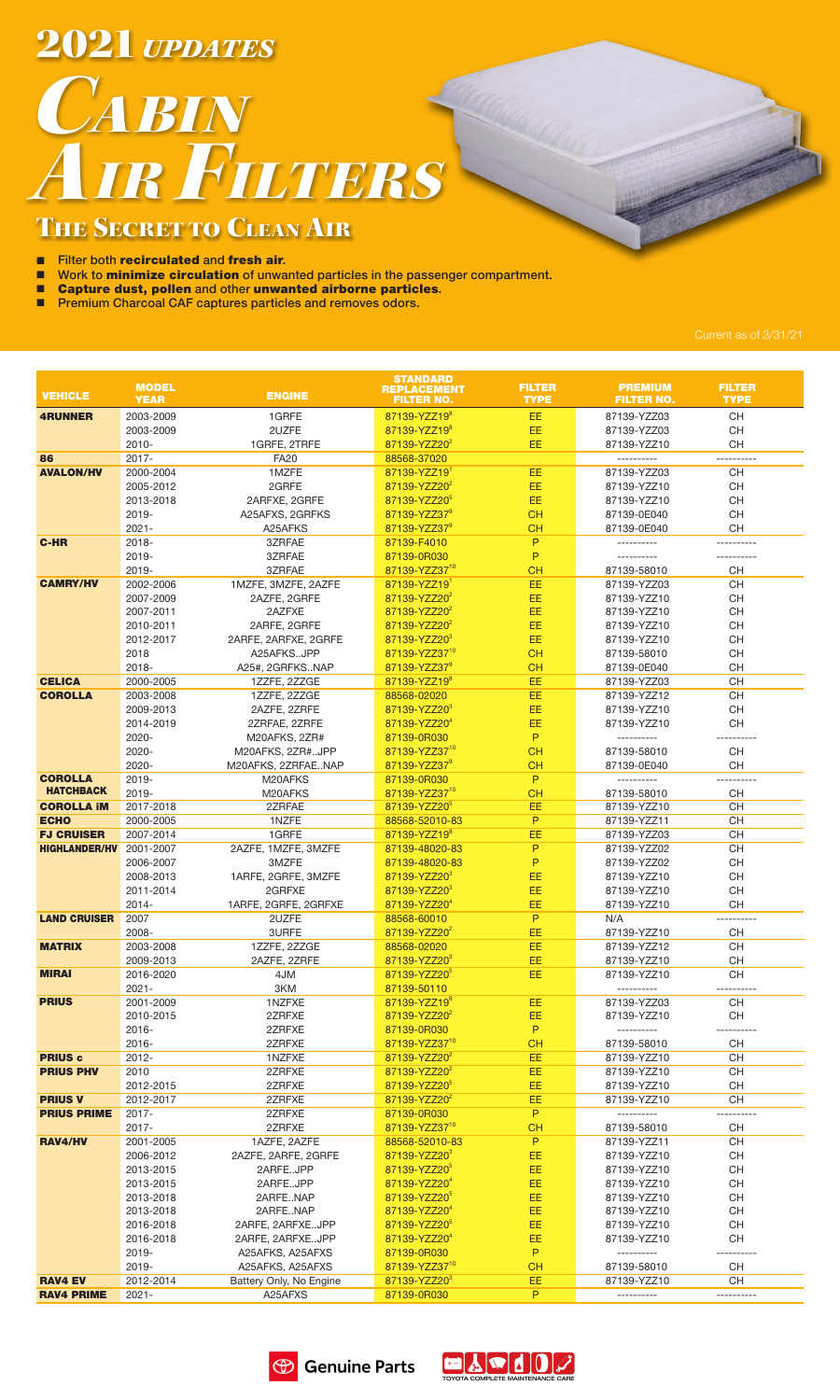# 2021 *UPDATES*

# *CABIN AIR FILTERS*

## THE SECRET TO CLEAN AIR

- Filter both **recirculated** and **fresh air**.
- Work to **minimize circulation** of unwanted particles in the passenger compartment.
- **Capture dust, pollen** and other **unwanted airborne particles**.
- Premium Charcoal CAF captures particles and removes odors.

Current as of 3/31/21

| VEHICLE | MODEL YEAR | ENGINE | STANDARD REPLACEMENT FILTER NO. | FILTER TYPE | PREMIUM FILTER NO. | FILTER TYPE |
|---|---|---|---|---|---|---|
| **4RUNNER** | 2003-2009 | 1GRFE | 87139-YZZ19[8] | EE | 87139-YZZ03 | CH |
| | 2003-2009 | 2UZFE | 87139-YZZ19[8] | EE | 87139-YZZ03 | CH |
| | 2010- | 1GRFE, 2TRFE | 87139-YZZ20[2] | EE | 87139-YZZ10 | CH |
| **86** | 2017- | FA20 | 88568-37020 | | ---------- | ---------- |
| **AVALON/HV** | 2000-2004 | 1MZFE | 87139-YZZ19[1] | EE | 87139-YZZ03 | CH |
| | 2005-2012 | 2GRFE | 87139-YZZ20[2] | EE | 87139-YZZ10 | CH |
| | 2013-2018 | 2ARFXE, 2GRFE | 87139-YZZ20[5] | EE | 87139-YZZ10 | CH |
| | 2019- | A25AFXS, 2GRFKS | 87139-YZZ37[9] | CH | 87139-0E040 | CH |
| | 2021- | A25AFKS | 87139-YZZ37[9] | CH | 87139-0E040 | CH |
| **C-HR** | 2018- | 3ZRFAE | 87139-F4010 | P | ---------- | ---------- |
| | 2019- | 3ZRFAE | 87139-0R030 | P | ---------- | ---------- |
| | 2019- | 3ZRFAE | 87139-YZZ37[10] | CH | 87139-58010 | CH |
| **CAMRY/HV** | 2002-2006 | 1MZFE, 3MZFE, 2AZFE | 87139-YZZ19[1] | EE | 87139-YZZ03 | CH |
| | 2007-2009 | 2AZFE, 2GRFE | 87139-YZZ20[2] | EE | 87139-YZZ10 | CH |
| | 2007-2011 | 2AZFXE | 87139-YZZ20[2] | EE | 87139-YZZ10 | CH |
| | 2010-2011 | 2ARFE, 2GRFE | 87139-YZZ20[2] | EE | 87139-YZZ10 | CH |
| | 2012-2017 | 2ARFE, 2ARFXE, 2GRFE | 87139-YZZ20[3] | EE | 87139-YZZ10 | CH |
| | 2018 | A25AFKS..JPP | 87139-YZZ37[10] | CH | 87139-58010 | CH |
| | 2018- | A25#, 2GRFKS..NAP | 87139-YZZ37[9] | CH | 87139-0E040 | CH |
| **CELICA** | 2000-2005 | 1ZZFE, 2ZZGE | 87139-YZZ19[8] | EE | 87139-YZZ03 | CH |
| **COROLLA** | 2003-2008 | 1ZZFE, 2ZZGE | 88568-02020 | EE | 87139-YZZ12 | CH |
| | 2009-2013 | 2AZFE, 2ZRFE | 87139-YZZ20[3] | EE | 87139-YZZ10 | CH |
| | 2014-2019 | 2ZRFAE, 2ZRFE | 87139-YZZ20[4] | EE | 87139-YZZ10 | CH |
| | 2020- | M20AFKS, 2ZR# | 87139-0R030 | P | ---------- | ---------- |
| | 2020- | M20AFKS, 2ZR#..JPP | 87139-YZZ37[10] | CH | 87139-58010 | CH |
| | 2020- | M20AFKS, 2ZRFAE..NAP | 87139-YZZ37[9] | CH | 87139-0E040 | CH |
| **COROLLA HATCHBACK** | 2019- | M20AFKS | 87139-0R030 | P | ---------- | ---------- |
| | 2019- | M20AFKS | 87139-YZZ37[10] | CH | 87139-58010 | CH |
| **COROLLA iM** | 2017-2018 | 2ZRFAE | 87139-YZZ20[5] | EE | 87139-YZZ10 | CH |
| **ECHO** | 2000-2005 | 1NZFE | 88568-52010-83 | P | 87139-YZZ11 | CH |
| **FJ CRUISER** | 2007-2014 | 1GRFE | 87139-YZZ19[8] | EE | 87139-YZZ03 | CH |
| **HIGHLANDER/HV** | 2001-2007 | 2AZFE, 1MZFE, 3MZFE | 87139-48020-83 | P | 87139-YZZ02 | CH |
| | 2006-2007 | 3MZFE | 87139-48020-83 | P | 87139-YZZ02 | CH |
| | 2008-2013 | 1ARFE, 2GRFE, 3MZFE | 87139-YZZ20[3] | EE | 87139-YZZ10 | CH |
| | 2011-2014 | 2GRFXE | 87139-YZZ20[3] | EE | 87139-YZZ10 | CH |
| | 2014- | 1ARFE, 2GRFE, 2GRFXE | 87139-YZZ20[4] | EE | 87139-YZZ10 | CH |
| **LAND CRUISER** | 2007 | 2UZFE | 88568-60010 | P | N/A | ---------- |
| | 2008- | 3URFE | 87139-YZZ20[2] | EE | 87139-YZZ10 | CH |
| **MATRIX** | 2003-2008 | 1ZZFE, 2ZZGE | 88568-02020 | EE | 87139-YZZ12 | CH |
| | 2009-2013 | 2AZFE, 2ZRFE | 87139-YZZ20[3] | EE | 87139-YZZ10 | CH |
| **MIRAI** | 2016-2020 | 4JM | 87139-YZZ20[5] | EE | 87139-YZZ10 | CH |
| | 2021- | 3KM | 87139-50110 | | ---------- | ---------- |
| **PRIUS** | 2001-2009 | 1NZFXE | 87139-YZZ19[8] | EE | 87139-YZZ03 | CH |
| | 2010-2015 | 2ZRFXE | 87139-YZZ20[2] | EE | 87139-YZZ10 | CH |
| | 2016- | 2ZRFXE | 87139-0R030 | P | ---------- | ---------- |
| | 2016- | 2ZRFXE | 87139-YZZ37[10] | CH | 87139-58010 | CH |
| **PRIUS c** | 2012- | 1NZFXE | 87139-YZZ20[2] | EE | 87139-YZZ10 | CH |
| **PRIUS PHV** | 2010 | 2ZRFXE | 87139-YZZ20[2] | EE | 87139-YZZ10 | CH |
| | 2012-2015 | 2ZRFXE | 87139-YZZ20[5] | EE | 87139-YZZ10 | CH |
| **PRIUS V** | 2012-2017 | 2ZRFXE | 87139-YZZ20[2] | EE | 87139-YZZ10 | CH |
| **PRIUS PRIME** | 2017- | 2ZRFXE | 87139-0R030 | P | ---------- | ---------- |
| | 2017- | 2ZRFXE | 87139-YZZ37[10] | CH | 87139-58010 | CH |
| **RAV4/HV** | 2001-2005 | 1AZFE, 2AZFE | 88568-52010-83 | P | 87139-YZZ11 | CH |
| | 2006-2012 | 2AZFE, 2ARFE, 2GRFE | 87139-YZZ20[3] | EE | 87139-YZZ10 | CH |
| | 2013-2015 | 2ARFE..JPP | 87139-YZZ20[5] | EE | 87139-YZZ10 | CH |
| | 2013-2015 | 2ARFE..JPP | 87139-YZZ20[4] | EE | 87139-YZZ10 | CH |
| | 2013-2018 | 2ARFE..NAP | 87139-YZZ20[5] | EE | 87139-YZZ10 | CH |
| | 2013-2018 | 2ARFE..NAP | 87139-YZZ20[4] | EE | 87139-YZZ10 | CH |
| | 2016-2018 | 2ARFE, 2ARFXE..JPP | 87139-YZZ20[5] | EE | 87139-YZZ10 | CH |
| | 2016-2018 | 2ARFE, 2ARFXE..JPP | 87139-YZZ20[4] | EE | 87139-YZZ10 | CH |
| | 2019- | A25AFKS, A25AFXS | 87139-0R030 | P | ---------- | ---------- |
| | 2019- | A25AFKS, A25AFXS | 87139-YZZ37[10] | CH | 87139-58010 | CH |
| **RAV4 EV** | 2012-2014 | Battery Only, No Engine | 87139-YZZ20[3] | EE | 87139-YZZ10 | CH |
| **RAV4 PRIME** | 2021- | A25AFXS | 87139-0R030 | P | ---------- | ---------- |

Genuine Parts

TOYOTA COMPLETE MAINTENANCE CARE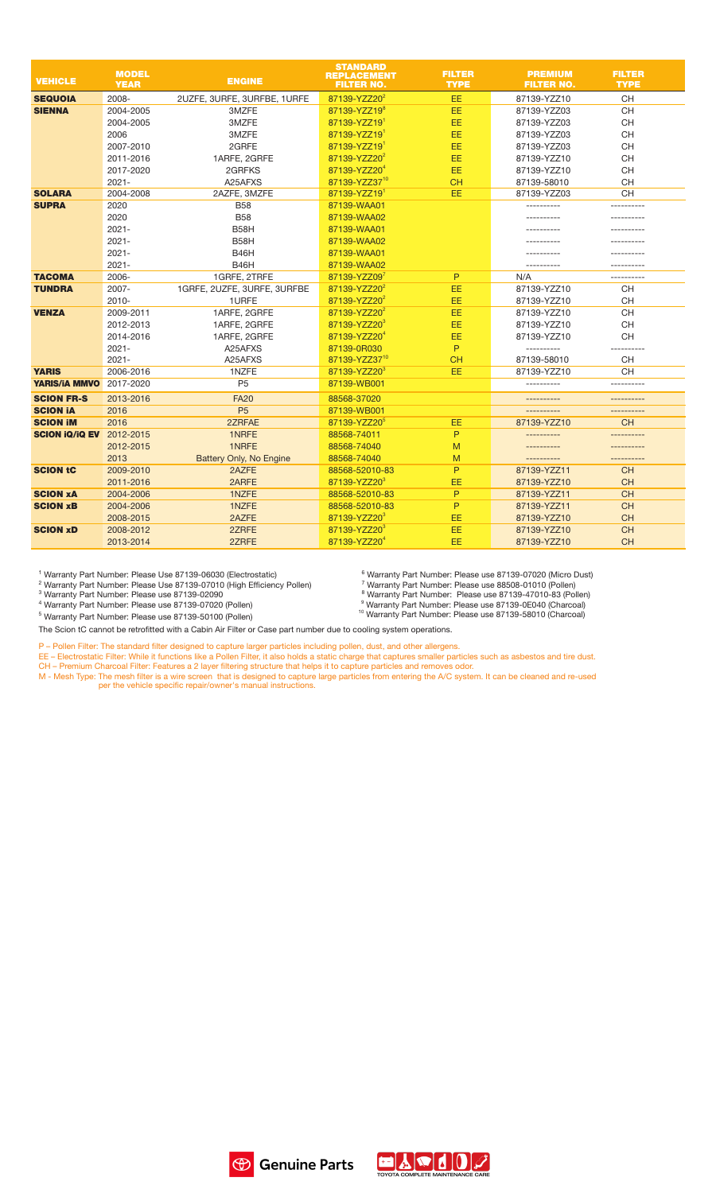| VEHICLE | MODEL YEAR | ENGINE | STANDARD REPLACEMENT FILTER NO. | FILTER TYPE | PREMIUM FILTER NO. | FILTER TYPE |
|---|---|---|---|---|---|---|
| **SEQUOIA** | 2008- | 2UZFE, 3URFE, 3URFBE, 1URFE | 87139-YZZ20[2] | EE | 87139-YZZ10 | CH |
| **SIENNA** | 2004-2005 | 3MZFE | 87139-YZZ19[8] | EE | 87139-YZZ03 | CH |
| | 2004-2005 | 3MZFE | 87139-YZZ19[1] | EE | 87139-YZZ03 | CH |
| | 2006 | 3MZFE | 87139-YZZ19[1] | EE | 87139-YZZ03 | CH |
| | 2007-2010 | 2GRFE | 87139-YZZ19[1] | EE | 87139-YZZ03 | CH |
| | 2011-2016 | 1ARFE, 2GRFE | 87139-YZZ20[2] | EE | 87139-YZZ10 | CH |
| | 2017-2020 | 2GRFKS | 87139-YZZ20[4] | EE | 87139-YZZ10 | CH |
| | 2021- | A25AFXS | 87139-YZZ37[10] | CH | 87139-58010 | CH |
| **SOLARA** | 2004-2008 | 2AZFE, 3MZFE | 87139-YZZ19[1] | EE | 87139-YZZ03 | CH |
| **SUPRA** | 2020 | B58 | 87139-WAA01 | | ---------- | ---------- |
| | 2020 | B58 | 87139-WAA02 | | ---------- | ---------- |
| | 2021- | B58H | 87139-WAA01 | | ---------- | ---------- |
| | 2021- | B58H | 87139-WAA02 | | ---------- | ---------- |
| | 2021- | B46H | 87139-WAA01 | | ---------- | ---------- |
| | 2021- | B46H | 87139-WAA02 | | ---------- | ---------- |
| **TACOMA** | 2006- | 1GRFE, 2TRFE | 87139-YZZ09[7] | P | N/A | ---------- |
| **TUNDRA** | 2007- | 1GRFE, 2UZFE, 3URFE, 3URFBE | 87139-YZZ20[2] | EE | 87139-YZZ10 | CH |
| | 2010- | 1URFE | 87139-YZZ20[2] | EE | 87139-YZZ10 | CH |
| **VENZA** | 2009-2011 | 1ARFE, 2GRFE | 87139-YZZ20[2] | EE | 87139-YZZ10 | CH |
| | 2012-2013 | 1ARFE, 2GRFE | 87139-YZZ20[3] | EE | 87139-YZZ10 | CH |
| | 2014-2016 | 1ARFE, 2GRFE | 87139-YZZ20[4] | EE | 87139-YZZ10 | CH |
| | 2021- | A25AFXS | 87139-0R030 | P | ---------- | ---------- |
| | 2021- | A25AFXS | 87139-YZZ37[10] | CH | 87139-58010 | CH |
| **YARIS** | 2006-2016 | 1NZFE | 87139-YZZ20[3] | EE | 87139-YZZ10 | CH |
| **YARIS/iA MMVO** | 2017-2020 | P5 | 87139-WB001 | | ---------- | ---------- |
| **SCION FR-S** | 2013-2016 | FA20 | 88568-37020 | | ---------- | ---------- |
| **SCION iA** | 2016 | P5 | 87139-WB001 | | ---------- | ---------- |
| **SCION iM** | 2016 | 2ZRFAE | 87139-YZZ20[5] | EE | 87139-YZZ10 | CH |
| **SCION iQ/iQ EV** | 2012-2015 | 1NRFE | 88568-74011 | P | ---------- | ---------- |
| | 2012-2015 | 1NRFE | 88568-74040 | M | ---------- | ---------- |
| | 2013 | Battery Only, No Engine | 88568-74040 | M | ---------- | ---------- |
| **SCION tC** | 2009-2010 | 2AZFE | 88568-52010-83 | P | 87139-YZZ11 | CH |
| | 2011-2016 | 2ARFE | 87139-YZZ20[3] | EE | 87139-YZZ10 | CH |
| **SCION xA** | 2004-2006 | 1NZFE | 88568-52010-83 | P | 87139-YZZ11 | CH |
| **SCION xB** | 2004-2006 | 1NZFE | 88568-52010-83 | P | 87139-YZZ11 | CH |
| | 2008-2015 | 2AZFE | 87139-YZZ20[3] | EE | 87139-YZZ10 | CH |
| **SCION xD** | 2008-2012 | 2ZRFE | 87139-YZZ20[3] | EE | 87139-YZZ10 | CH |
| | 2013-2014 | 2ZRFE | 87139-YZZ20[4] | EE | 87139-YZZ10 | CH |

[1] Warranty Part Number: Please Use 87139-06030 (Electrostatic)
[2] Warranty Part Number: Please Use 87139-07010 (High Efficiency Pollen)
[3] Warranty Part Number: Please use 87139-02090
[4] Warranty Part Number: Please use 87139-07020 (Pollen)
[5] Warranty Part Number: Please use 87139-50100 (Pollen)
[6] Warranty Part Number: Please use 87139-07020 (Micro Dust)
[7] Warranty Part Number: Please use 88508-01010 (Pollen)
[8] Warranty Part Number: Please use 87139-47010-83 (Pollen)
[9] Warranty Part Number: Please use 87139-0E040 (Charcoal)
[10] Warranty Part Number: Please use 87139-58010 (Charcoal)

The Scion tC cannot be retrofitted with a Cabin Air Filter or Case part number due to cooling system operations.

P – Pollen Filter: The standard filter designed to capture larger particles including pollen, dust, and other allergens.
EE – Electrostatic Filter: While it functions like a Pollen Filter, it also holds a static charge that captures smaller particles such as asbestos and tire dust.
CH – Premium Charcoal Filter: Features a 2 layer filtering structure that helps it to capture particles and removes odor.
M - Mesh Type: The mesh filter is a wire screen that is designed to capture large particles from entering the A/C system. It can be cleaned and re-used per the vehicle specific repair/owner's manual instructions.

Genuine Parts

TOYOTA COMPLETE MAINTENANCE CARE